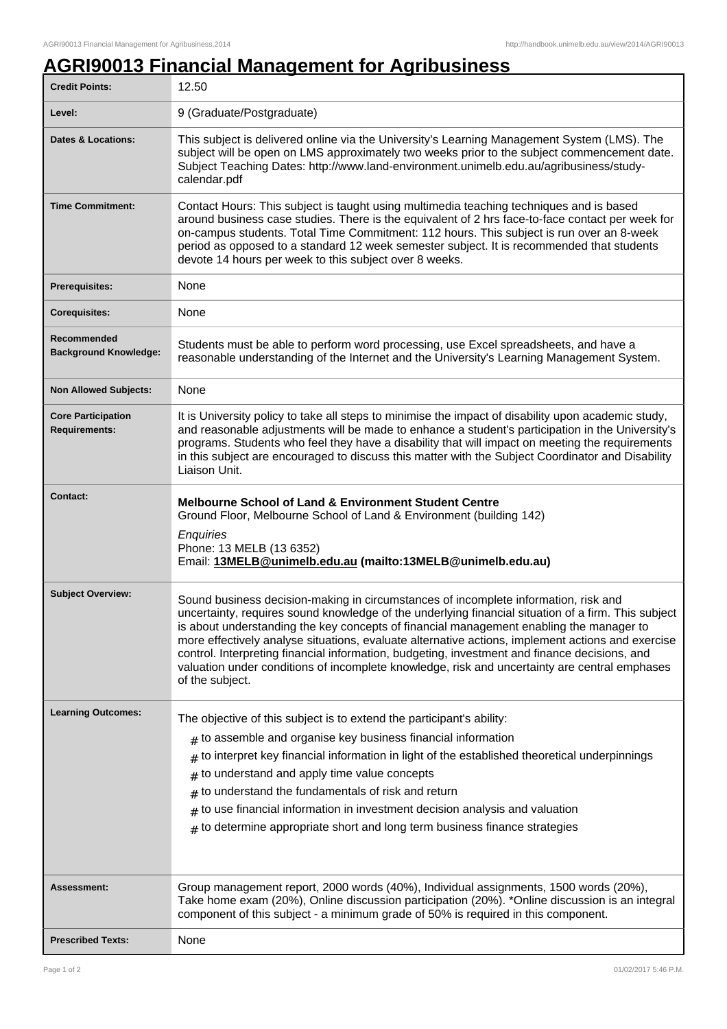# AGRI90013 Financial Management for Agribusiness

| | |
|---|---|
| **Credit Points:** | 12.50 |
| **Level:** | 9 (Graduate/Postgraduate) |
| **Dates & Locations:** | This subject is delivered online via the University's Learning Management System (LMS). The subject will be open on LMS approximately two weeks prior to the subject commencement date. Subject Teaching Dates: http://www.land-environment.unimelb.edu.au/agribusiness/study-calendar.pdf |
| **Time Commitment:** | Contact Hours: This subject is taught using multimedia teaching techniques and is based around business case studies. There is the equivalent of 2 hrs face-to-face contact per week for on-campus students. Total Time Commitment: 112 hours. This subject is run over an 8-week period as opposed to a standard 12 week semester subject. It is recommended that students devote 14 hours per week to this subject over 8 weeks. |
| **Prerequisites:** | None |
| **Corequisites:** | None |
| **Recommended Background Knowledge:** | Students must be able to perform word processing, use Excel spreadsheets, and have a reasonable understanding of the Internet and the University's Learning Management System. |
| **Non Allowed Subjects:** | None |
| **Core Participation Requirements:** | It is University policy to take all steps to minimise the impact of disability upon academic study, and reasonable adjustments will be made to enhance a student's participation in the University's programs. Students who feel they have a disability that will impact on meeting the requirements in this subject are encouraged to discuss this matter with the Subject Coordinator and Disability Liaison Unit. |
| **Contact:** | **Melbourne School of Land & Environment Student Centre**<br>Ground Floor, Melbourne School of Land & Environment (building 142)<br>*Enquiries*<br>Phone: 13 MELB (13 6352)<br>Email: **13MELB@unimelb.edu.au (mailto:13MELB@unimelb.edu.au)** |
| **Subject Overview:** | Sound business decision-making in circumstances of incomplete information, risk and uncertainty, requires sound knowledge of the underlying financial situation of a firm. This subject is about understanding the key concepts of financial management enabling the manager to more effectively analyse situations, evaluate alternative actions, implement actions and exercise control. Interpreting financial information, budgeting, investment and finance decisions, and valuation under conditions of incomplete knowledge, risk and uncertainty are central emphases of the subject. |
| **Learning Outcomes:** | The objective of this subject is to extend the participant's ability:<br># to assemble and organise key business financial information<br># to interpret key financial information in light of the established theoretical underpinnings<br># to understand and apply time value concepts<br># to understand the fundamentals of risk and return<br># to use financial information in investment decision analysis and valuation<br># to determine appropriate short and long term business finance strategies |
| **Assessment:** | Group management report, 2000 words (40%), Individual assignments, 1500 words (20%), Take home exam (20%), Online discussion participation (20%). *Online discussion is an integral component of this subject - a minimum grade of 50% is required in this component. |
| **Prescribed Texts:** | None |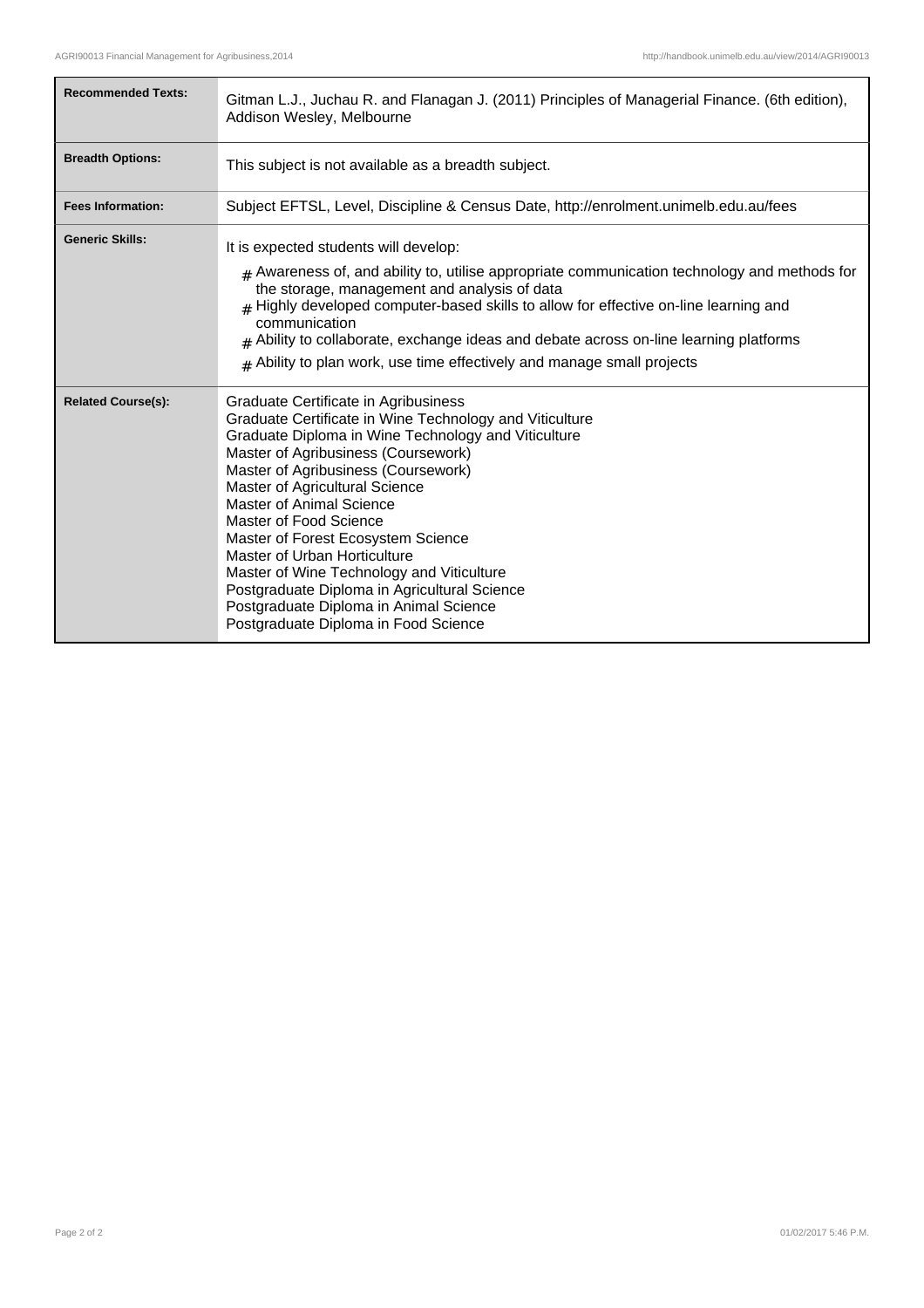| | |
|---|---|
| **Recommended Texts:** | Gitman L.J., Juchau R. and Flanagan J. (2011) Principles of Managerial Finance. (6th edition), Addison Wesley, Melbourne |
| **Breadth Options:** | This subject is not available as a breadth subject. |
| **Fees Information:** | Subject EFTSL, Level, Discipline & Census Date, http://enrolment.unimelb.edu.au/fees |
| **Generic Skills:** | It is expected students will develop:<br># Awareness of, and ability to, utilise appropriate communication technology and methods for the storage, management and analysis of data<br># Highly developed computer-based skills to allow for effective on-line learning and communication<br># Ability to collaborate, exchange ideas and debate across on-line learning platforms<br># Ability to plan work, use time effectively and manage small projects |
| **Related Course(s):** | Graduate Certificate in Agribusiness<br>Graduate Certificate in Wine Technology and Viticulture<br>Graduate Diploma in Wine Technology and Viticulture<br>Master of Agribusiness (Coursework)<br>Master of Agribusiness (Coursework)<br>Master of Agricultural Science<br>Master of Animal Science<br>Master of Food Science<br>Master of Forest Ecosystem Science<br>Master of Urban Horticulture<br>Master of Wine Technology and Viticulture<br>Postgraduate Diploma in Agricultural Science<br>Postgraduate Diploma in Animal Science<br>Postgraduate Diploma in Food Science |